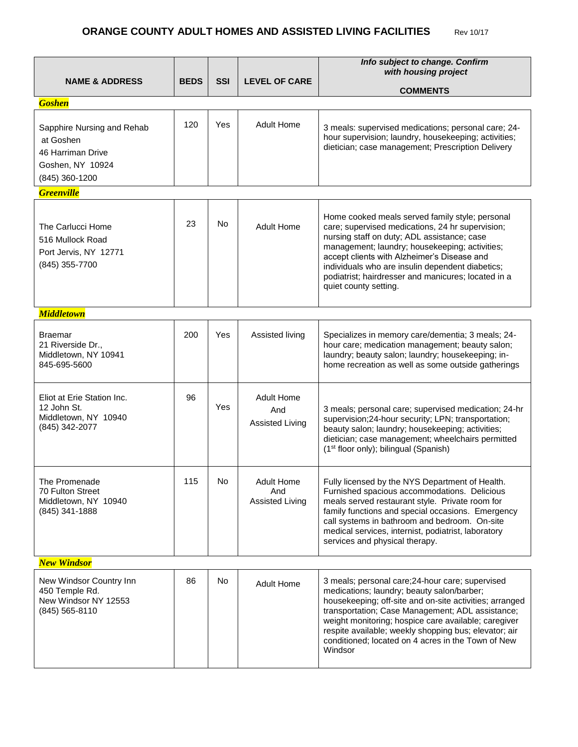# ORANGE COUNTY ADULT HOMES AND ASSISTED LIVING FACILITIES

Rev 10/17

| NAME & ADDRESS | BEDS | SSI | LEVEL OF CARE | *Info subject to change. Confirm with housing project* COMMENTS |
|---|---|---|---|---|
| ***Goshen*** | | | | |
| Sapphire Nursing and Rehab at Goshen<br>46 Harriman Drive<br>Goshen, NY 10924<br>(845) 360-1200 | 120 | Yes | Adult Home | 3 meals: supervised medications; personal care; 24-hour supervision; laundry, housekeeping; activities; dietician; case management; Prescription Delivery |
| ***Greenville*** | | | | |
| The Carlucci Home<br>516 Mullock Road<br>Port Jervis, NY 12771<br>(845) 355-7700 | 23 | No | Adult Home | Home cooked meals served family style; personal care; supervised medications, 24 hr supervision; nursing staff on duty; ADL assistance; case management; laundry; housekeeping; activities; accept clients with Alzheimer's Disease and individuals who are insulin dependent diabetics; podiatrist; hairdresser and manicures; located in a quiet county setting. |
| ***Middletown*** | | | | |
| Braemar<br>21 Riverside Dr.,<br>Middletown, NY 10941<br>845-695-5600 | 200 | Yes | Assisted living | Specializes in memory care/dementia; 3 meals; 24-hour care; medication management; beauty salon; laundry; beauty salon; laundry; housekeeping; in-home recreation as well as some outside gatherings |
| Eliot at Erie Station Inc.<br>12 John St.<br>Middletown, NY 10940<br>(845) 342-2077 | 96 | Yes | Adult Home And Assisted Living | 3 meals; personal care; supervised medication; 24-hr supervision;24-hour security; LPN; transportation; beauty salon; laundry; housekeeping; activities; dietician; case management; wheelchairs permitted (1st floor only); bilingual (Spanish) |
| The Promenade<br>70 Fulton Street<br>Middletown, NY 10940<br>(845) 341-1888 | 115 | No | Adult Home And Assisted Living | Fully licensed by the NYS Department of Health. Furnished spacious accommodations. Delicious meals served restaurant style. Private room for family functions and special occasions. Emergency call systems in bathroom and bedroom. On-site medical services, internist, podiatrist, laboratory services and physical therapy. |
| ***New Windsor*** | | | | |
| New Windsor Country Inn<br>450 Temple Rd.<br>New Windsor NY 12553<br>(845) 565-8110 | 86 | No | Adult Home | 3 meals; personal care;24-hour care; supervised medications; laundry; beauty salon/barber; housekeeping; off-site and on-site activities; arranged transportation; Case Management; ADL assistance; weight monitoring; hospice care available; caregiver respite available; weekly shopping bus; elevator; air conditioned; located on 4 acres in the Town of New Windsor |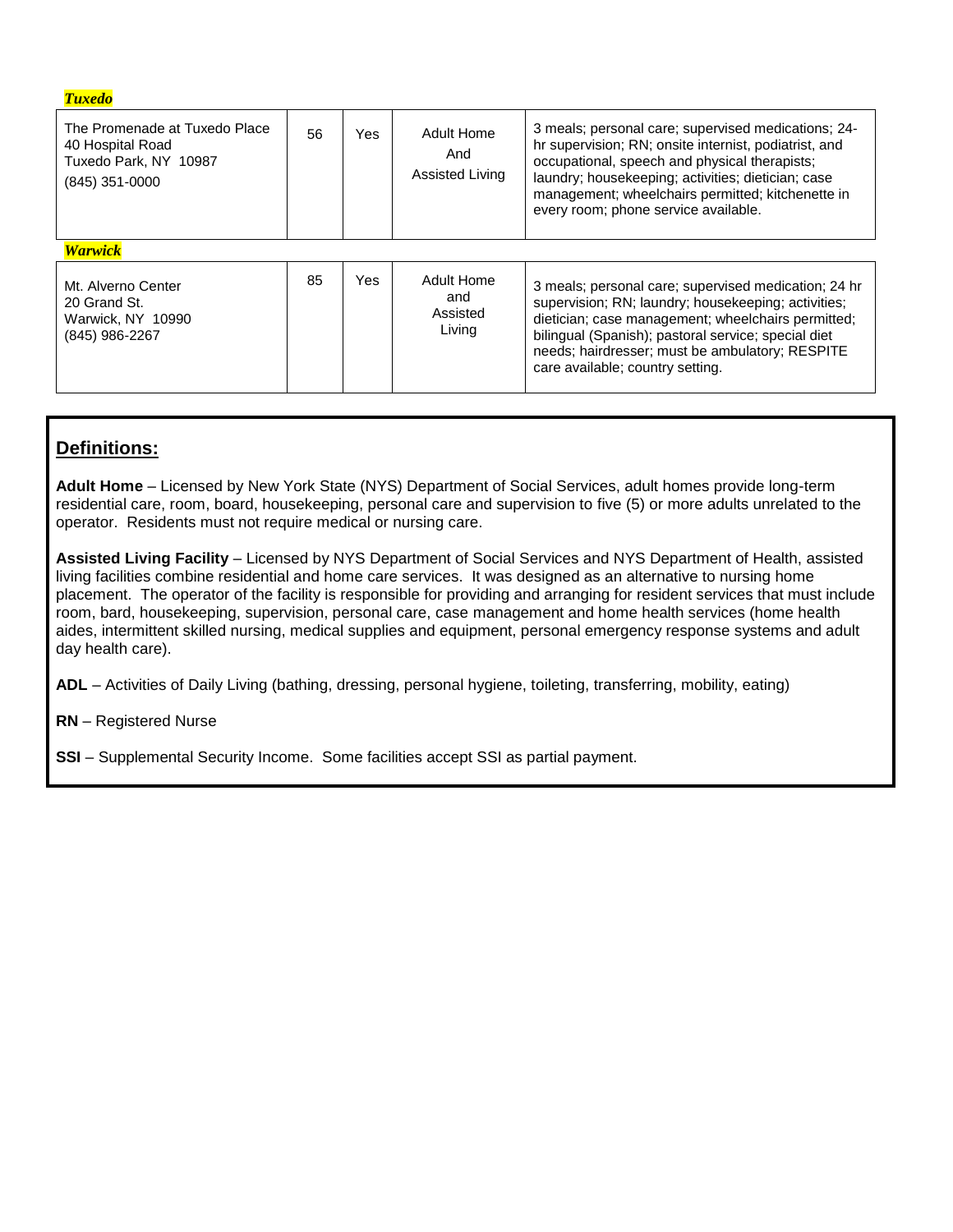***Tuxedo***

| | | | | |
|---|---|---|---|---|
| The Promenade at Tuxedo Place<br>40 Hospital Road<br>Tuxedo Park, NY 10987<br>(845) 351-0000 | 56 | Yes | Adult Home And Assisted Living | 3 meals; personal care; supervised medications; 24-hr supervision; RN; onsite internist, podiatrist, and occupational, speech and physical therapists; laundry; housekeeping; activities; dietician; case management; wheelchairs permitted; kitchenette in every room; phone service available. |

***Warwick***

| | | | | |
|---|---|---|---|---|
| Mt. Alverno Center<br>20 Grand St.<br>Warwick, NY 10990<br>(845) 986-2267 | 85 | Yes | Adult Home and Assisted Living | 3 meals; personal care; supervised medication; 24 hr supervision; RN; laundry; housekeeping; activities; dietician; case management; wheelchairs permitted; bilingual (Spanish); pastoral service; special diet needs; hairdresser; must be ambulatory; RESPITE care available; country setting. |

## Definitions:

**Adult Home** – Licensed by New York State (NYS) Department of Social Services, adult homes provide long-term residential care, room, board, housekeeping, personal care and supervision to five (5) or more adults unrelated to the operator. Residents must not require medical or nursing care.

**Assisted Living Facility** – Licensed by NYS Department of Social Services and NYS Department of Health, assisted living facilities combine residential and home care services. It was designed as an alternative to nursing home placement. The operator of the facility is responsible for providing and arranging for resident services that must include room, bard, housekeeping, supervision, personal care, case management and home health services (home health aides, intermittent skilled nursing, medical supplies and equipment, personal emergency response systems and adult day health care).

**ADL** – Activities of Daily Living (bathing, dressing, personal hygiene, toileting, transferring, mobility, eating)

**RN** – Registered Nurse

**SSI** – Supplemental Security Income. Some facilities accept SSI as partial payment.